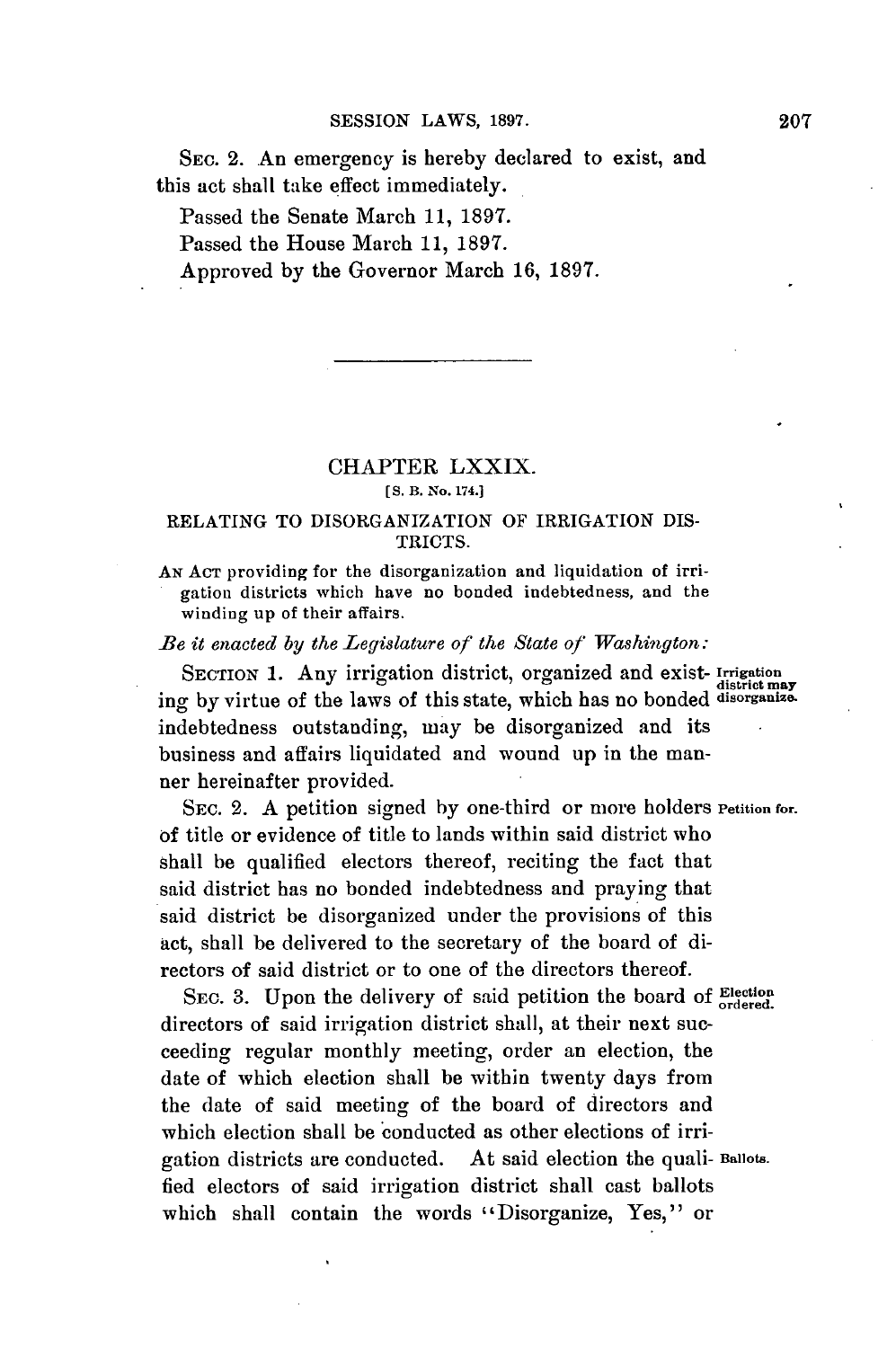SEC. 2. An emergency is hereby declared to exist, and this act shall take effect immediately.

Passed the Senate March 11, 1897.

Passed the House March 11, 1897.

Approved by the Governor March 16, 1897.

---

## CHAPTER LXXIX.

[S. B. No. 174.]

### RELATING TO DISORGANIZATION OF IRRIGATION DISTRICTS.

AN ACT providing for the disorganization and liquidation of irrigation districts which have no bonded indebtedness, and the winding up of their affairs.

*Be it enacted by the Legislature of the State of Washington:*

**Irrigation district may disorganize.**

SECTION 1. Any irrigation district, organized and existing by virtue of the laws of this state, which has no bonded indebtedness outstanding, may be disorganized and its business and affairs liquidated and wound up in the manner hereinafter provided.

**Petition for.**

SEC. 2. A petition signed by one-third or more holders of title or evidence of title to lands within said district who shall be qualified electors thereof, reciting the fact that said district has no bonded indebtedness and praying that said district be disorganized under the provisions of this act, shall be delivered to the secretary of the board of directors of said district or to one of the directors thereof.

**Election ordered.**

SEC. 3. Upon the delivery of said petition the board of directors of said irrigation district shall, at their next succeeding regular monthly meeting, order an election, the date of which election shall be within twenty days from the date of said meeting of the board of directors and which election shall be conducted as other elections of irrigation districts are conducted.

**Ballots.**

At said election the qualified electors of said irrigation district shall cast ballots which shall contain the words "Disorganize, Yes," or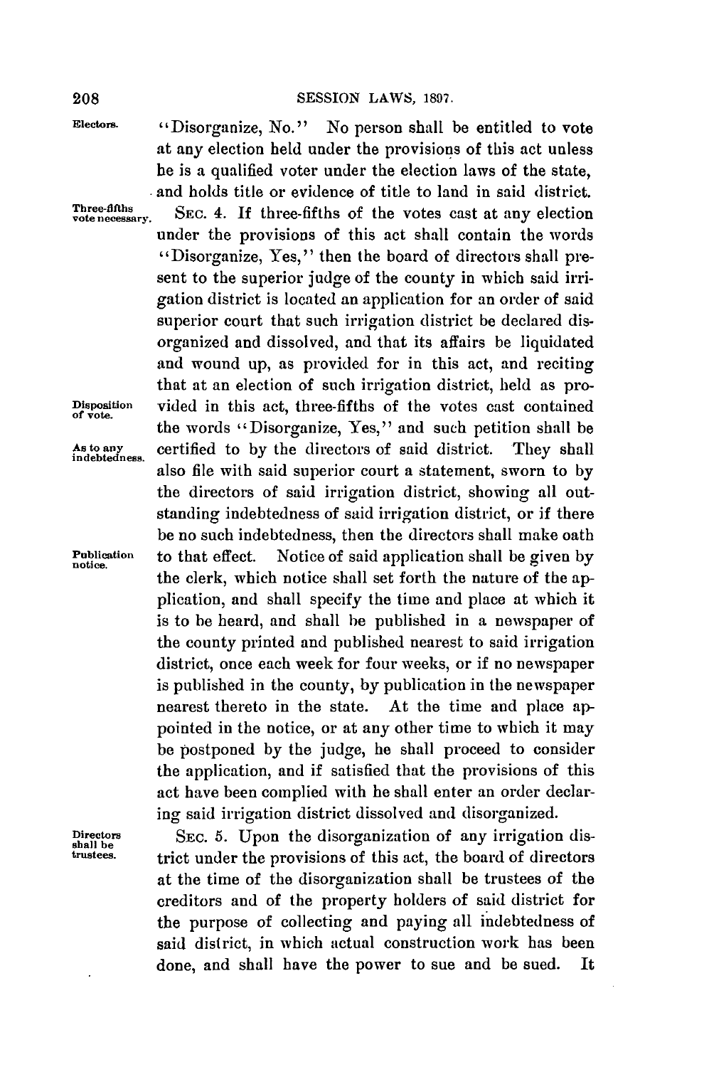"Disorganize, No." No person shall be entitled to vote at any election held under the provisions of this act unless he is a qualified voter under the election laws of the state, and holds title or evidence of title to land in said district.

SEC. 4. If three-fifths of the votes cast at any election under the provisions of this act shall contain the words "Disorganize, Yes," then the board of directors shall present to the superior judge of the county in which said irrigation district is located an application for an order of said superior court that such irrigation district be declared disorganized and dissolved, and that its affairs be liquidated and wound up, as provided for in this act, and reciting that at an election of such irrigation district, held as provided in this act, three-fifths of the votes cast contained the words "Disorganize, Yes," and such petition shall be certified to by the directors of said district. They shall also file with said superior court a statement, sworn to by the directors of said irrigation district, showing all outstanding indebtedness of said irrigation district, or if there be no such indebtedness, then the directors shall make oath to that effect. Notice of said application shall be given by the clerk, which notice shall set forth the nature of the application, and shall specify the time and place at which it is to be heard, and shall be published in a newspaper of the county printed and published nearest to said irrigation district, once each week for four weeks, or if no newspaper is published in the county, by publication in the newspaper nearest thereto in the state. At the time and place appointed in the notice, or at any other time to which it may be postponed by the judge, he shall proceed to consider the application, and if satisfied that the provisions of this act have been complied with he shall enter an order declaring said irrigation district dissolved and disorganized.

SEC. 5. Upon the disorganization of any irrigation district under the provisions of this act, the board of directors at the time of the disorganization shall be trustees of the creditors and of the property holders of said district for the purpose of collecting and paying all indebtedness of said district, in which actual construction work has been done, and shall have the power to sue and be sued. It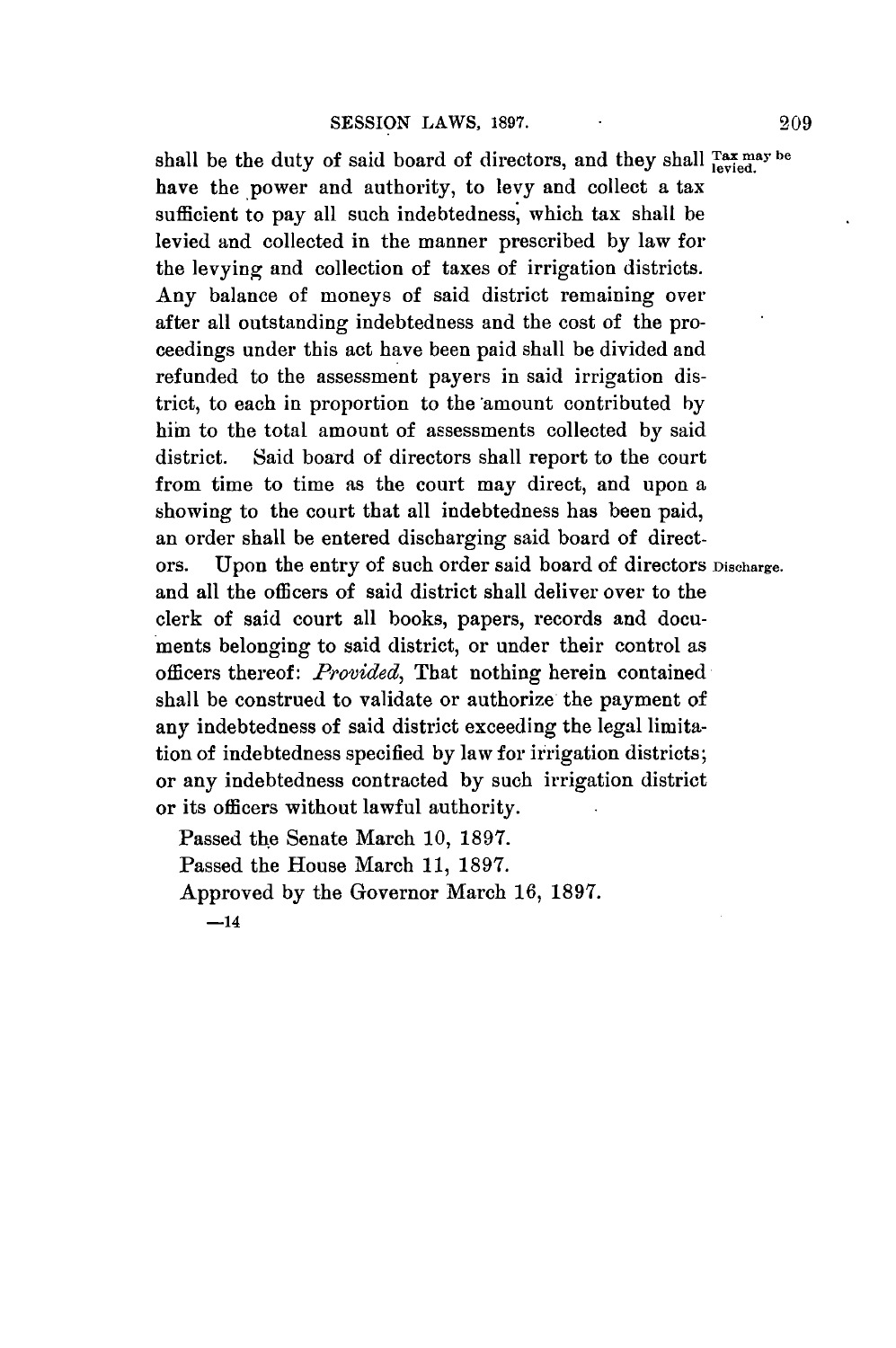shall be the duty of said board of directors, and they shall have the power and authority, to levy and collect a tax sufficient to pay all such indebtedness, which tax shall be levied and collected in the manner prescribed by law for the levying and collection of taxes of irrigation districts. Any balance of moneys of said district remaining over after all outstanding indebtedness and the cost of the proceedings under this act have been paid shall be divided and refunded to the assessment payers in said irrigation district, to each in proportion to the amount contributed by him to the total amount of assessments collected by said district. Said board of directors shall report to the court from time to time as the court may direct, and upon a showing to the court that all indebtedness has been paid, an order shall be entered discharging said board of directors. Upon the entry of such order said board of directors and all the officers of said district shall deliver over to the clerk of said court all books, papers, records and documents belonging to said district, or under their control as officers thereof: *Provided*, That nothing herein contained shall be construed to validate or authorize the payment of any indebtedness of said district exceeding the legal limitation of indebtedness specified by law for irrigation districts; or any indebtedness contracted by such irrigation district or its officers without lawful authority.

Tax may be levied.

Discharge.

Passed the Senate March 10, 1897.

Passed the House March 11, 1897.

Approved by the Governor March 16, 1897.

—14